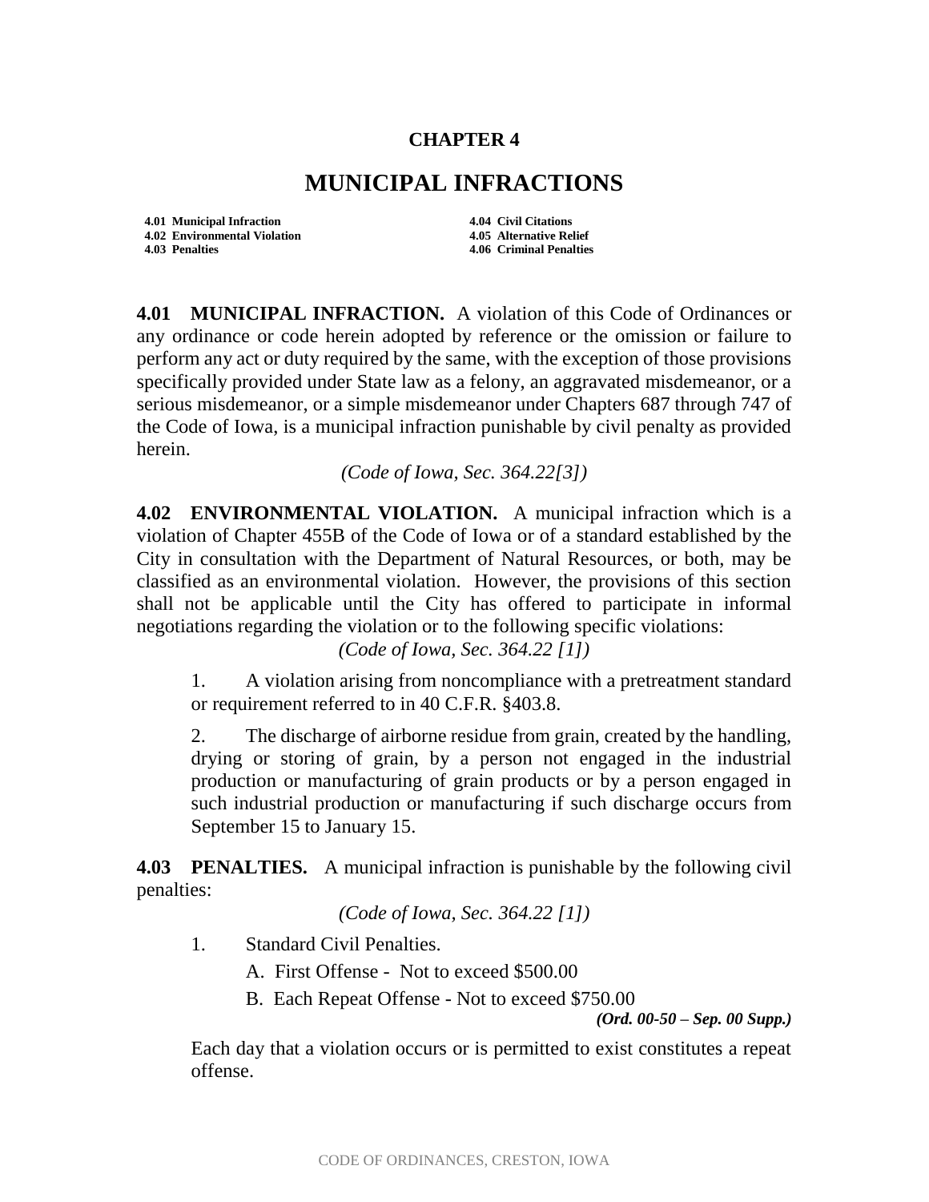# CHAPTER 4

# MUNICIPAL INFRACTIONS

| | |
|---|---|
| **4.01 Municipal Infraction** | **4.04 Civil Citations** |
| **4.02 Environmental Violation** | **4.05 Alternative Relief** |
| **4.03 Penalties** | **4.06 Criminal Penalties** |

**4.01 MUNICIPAL INFRACTION.** A violation of this Code of Ordinances or any ordinance or code herein adopted by reference or the omission or failure to perform any act or duty required by the same, with the exception of those provisions specifically provided under State law as a felony, an aggravated misdemeanor, or a serious misdemeanor, or a simple misdemeanor under Chapters 687 through 747 of the Code of Iowa, is a municipal infraction punishable by civil penalty as provided herein.

*(Code of Iowa, Sec. 364.22[3])*

**4.02 ENVIRONMENTAL VIOLATION.** A municipal infraction which is a violation of Chapter 455B of the Code of Iowa or of a standard established by the City in consultation with the Department of Natural Resources, or both, may be classified as an environmental violation. However, the provisions of this section shall not be applicable until the City has offered to participate in informal negotiations regarding the violation or to the following specific violations:

*(Code of Iowa, Sec. 364.22 [1])*

1. A violation arising from noncompliance with a pretreatment standard or requirement referred to in 40 C.F.R. §403.8.

2. The discharge of airborne residue from grain, created by the handling, drying or storing of grain, by a person not engaged in the industrial production or manufacturing of grain products or by a person engaged in such industrial production or manufacturing if such discharge occurs from September 15 to January 15.

**4.03 PENALTIES.** A municipal infraction is punishable by the following civil penalties:

*(Code of Iowa, Sec. 364.22 [1])*

1. Standard Civil Penalties.

   A. First Offense - Not to exceed $500.00

   B. Each Repeat Offense - Not to exceed $750.00

***(Ord. 00-50 – Sep. 00 Supp.)***

Each day that a violation occurs or is permitted to exist constitutes a repeat offense.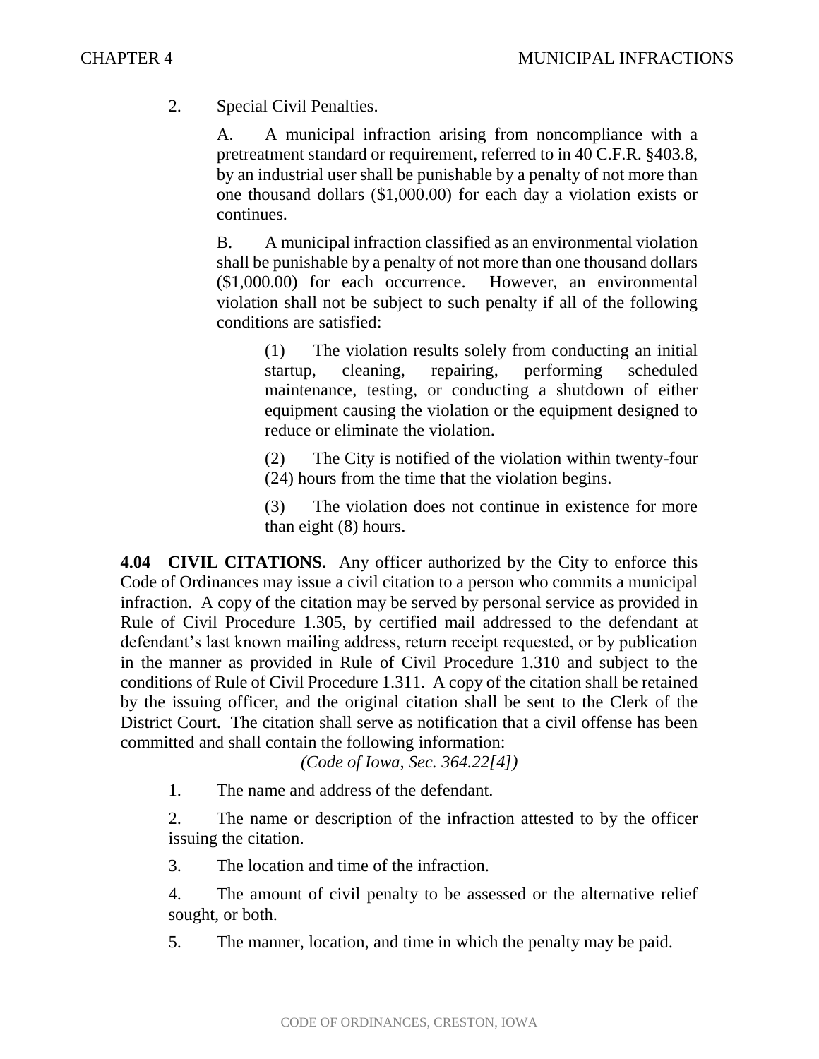2. Special Civil Penalties.

A. A municipal infraction arising from noncompliance with a pretreatment standard or requirement, referred to in 40 C.F.R. §403.8, by an industrial user shall be punishable by a penalty of not more than one thousand dollars ($1,000.00) for each day a violation exists or continues.

B. A municipal infraction classified as an environmental violation shall be punishable by a penalty of not more than one thousand dollars ($1,000.00) for each occurrence. However, an environmental violation shall not be subject to such penalty if all of the following conditions are satisfied:

(1) The violation results solely from conducting an initial startup, cleaning, repairing, performing scheduled maintenance, testing, or conducting a shutdown of either equipment causing the violation or the equipment designed to reduce or eliminate the violation.

(2) The City is notified of the violation within twenty-four (24) hours from the time that the violation begins.

(3) The violation does not continue in existence for more than eight (8) hours.

**4.04 CIVIL CITATIONS.** Any officer authorized by the City to enforce this Code of Ordinances may issue a civil citation to a person who commits a municipal infraction. A copy of the citation may be served by personal service as provided in Rule of Civil Procedure 1.305, by certified mail addressed to the defendant at defendant's last known mailing address, return receipt requested, or by publication in the manner as provided in Rule of Civil Procedure 1.310 and subject to the conditions of Rule of Civil Procedure 1.311. A copy of the citation shall be retained by the issuing officer, and the original citation shall be sent to the Clerk of the District Court. The citation shall serve as notification that a civil offense has been committed and shall contain the following information:

*(Code of Iowa, Sec. 364.22[4])*

1. The name and address of the defendant.

2. The name or description of the infraction attested to by the officer issuing the citation.

3. The location and time of the infraction.

4. The amount of civil penalty to be assessed or the alternative relief sought, or both.

5. The manner, location, and time in which the penalty may be paid.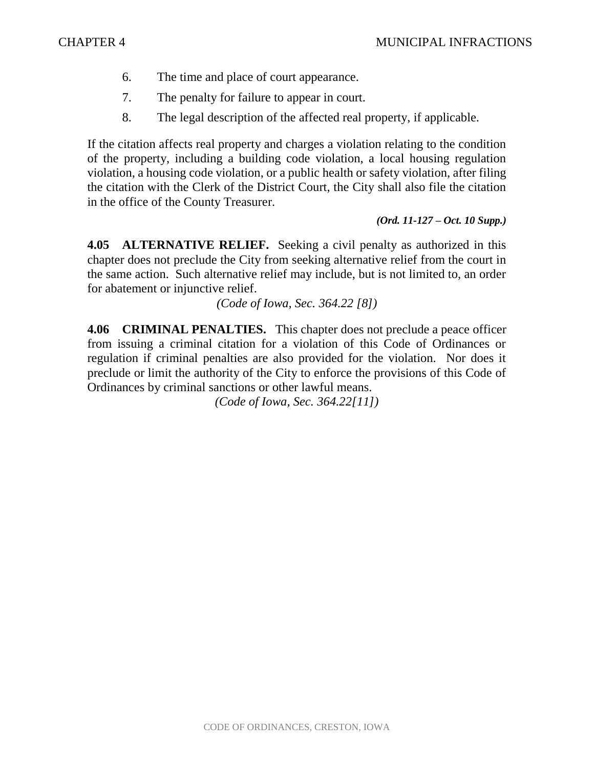6. The time and place of court appearance.
7. The penalty for failure to appear in court.
8. The legal description of the affected real property, if applicable.

If the citation affects real property and charges a violation relating to the condition of the property, including a building code violation, a local housing regulation violation, a housing code violation, or a public health or safety violation, after filing the citation with the Clerk of the District Court, the City shall also file the citation in the office of the County Treasurer.

***(Ord. 11-127 – Oct. 10 Supp.)***

**4.05 ALTERNATIVE RELIEF.** Seeking a civil penalty as authorized in this chapter does not preclude the City from seeking alternative relief from the court in the same action. Such alternative relief may include, but is not limited to, an order for abatement or injunctive relief.

*(Code of Iowa, Sec. 364.22 [8])*

**4.06 CRIMINAL PENALTIES.** This chapter does not preclude a peace officer from issuing a criminal citation for a violation of this Code of Ordinances or regulation if criminal penalties are also provided for the violation. Nor does it preclude or limit the authority of the City to enforce the provisions of this Code of Ordinances by criminal sanctions or other lawful means.

*(Code of Iowa, Sec. 364.22[11])*